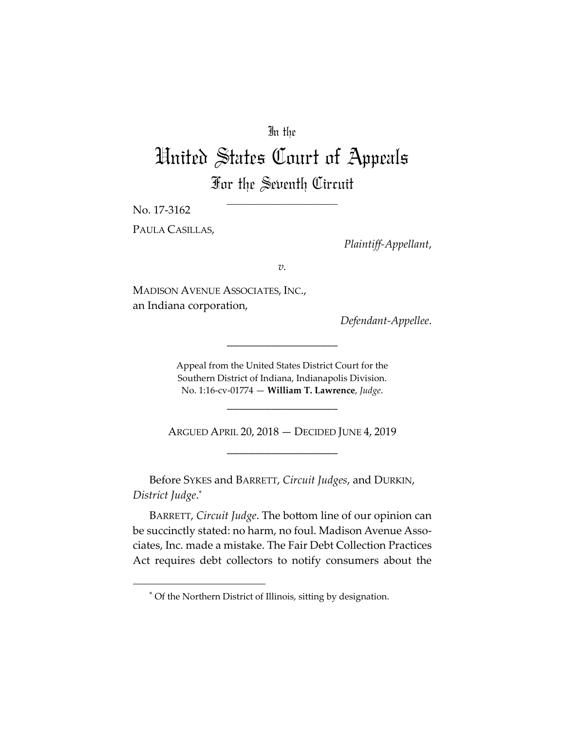In the

# United States Court of Appeals

## For the Seventh Circuit

---

No. 17-3162

PAULA CASILLAS,

*Plaintiff-Appellant*,

*v.*

MADISON AVENUE ASSOCIATES, INC.,
an Indiana corporation,

*Defendant-Appellee*.

---

Appeal from the United States District Court for the
Southern District of Indiana, Indianapolis Division.
No. 1:16-cv-01774 — **William T. Lawrence**, *Judge*.

---

ARGUED APRIL 20, 2018 — DECIDED JUNE 4, 2019

---

Before SYKES and BARRETT, *Circuit Judges*, and DURKIN, *District Judge*.*

BARRETT, *Circuit Judge*. The bottom line of our opinion can be succinctly stated: no harm, no foul. Madison Avenue Associates, Inc. made a mistake. The Fair Debt Collection Practices Act requires debt collectors to notify consumers about the

---

* Of the Northern District of Illinois, sitting by designation.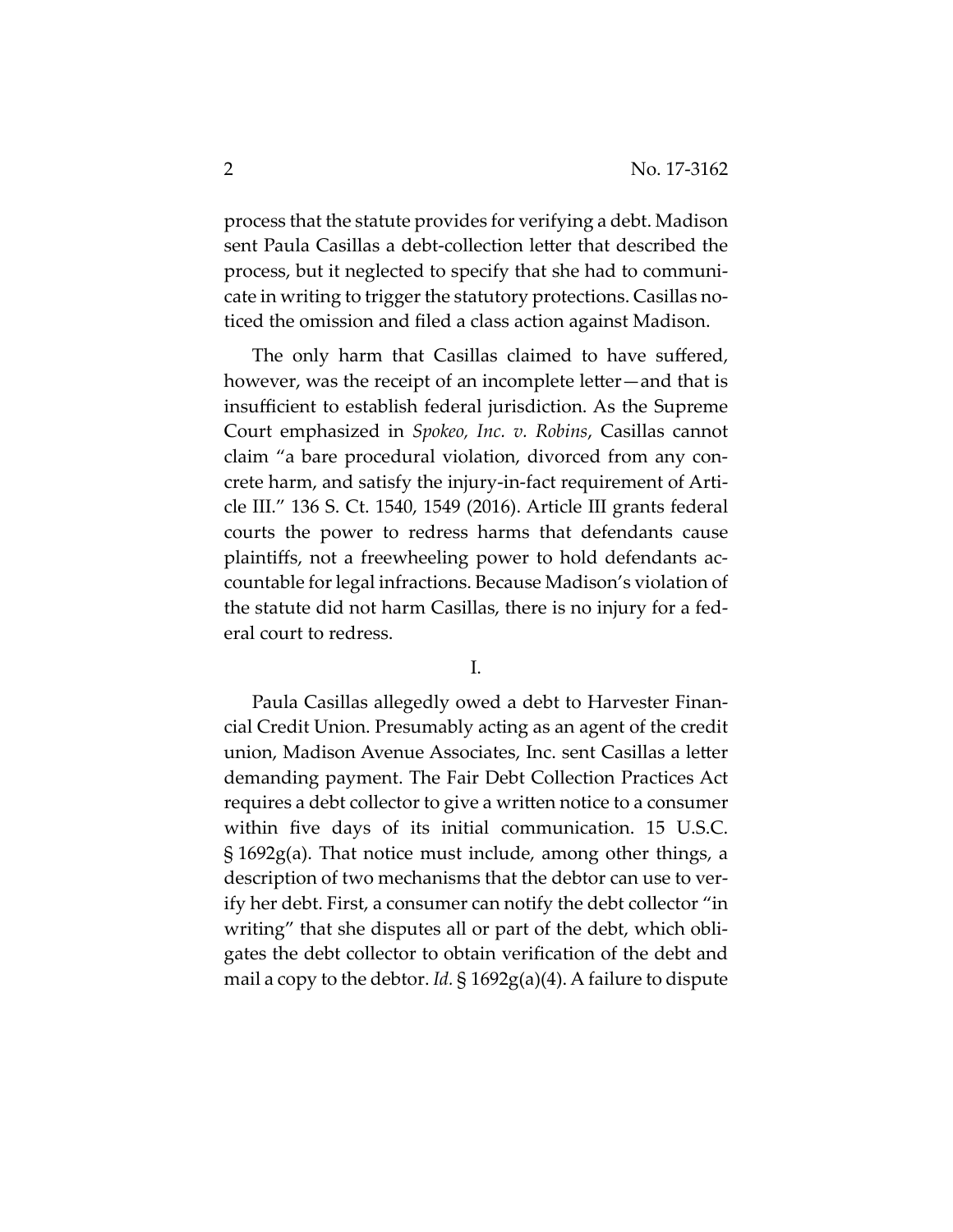process that the statute provides for verifying a debt. Madison sent Paula Casillas a debt-collection letter that described the process, but it neglected to specify that she had to communicate in writing to trigger the statutory protections. Casillas noticed the omission and filed a class action against Madison.

The only harm that Casillas claimed to have suffered, however, was the receipt of an incomplete letter—and that is insufficient to establish federal jurisdiction. As the Supreme Court emphasized in *Spokeo, Inc. v. Robins*, Casillas cannot claim "a bare procedural violation, divorced from any concrete harm, and satisfy the injury-in-fact requirement of Article III." 136 S. Ct. 1540, 1549 (2016). Article III grants federal courts the power to redress harms that defendants cause plaintiffs, not a freewheeling power to hold defendants accountable for legal infractions. Because Madison's violation of the statute did not harm Casillas, there is no injury for a federal court to redress.

## I.

Paula Casillas allegedly owed a debt to Harvester Financial Credit Union. Presumably acting as an agent of the credit union, Madison Avenue Associates, Inc. sent Casillas a letter demanding payment. The Fair Debt Collection Practices Act requires a debt collector to give a written notice to a consumer within five days of its initial communication. 15 U.S.C. § 1692g(a). That notice must include, among other things, a description of two mechanisms that the debtor can use to verify her debt. First, a consumer can notify the debt collector "in writing" that she disputes all or part of the debt, which obligates the debt collector to obtain verification of the debt and mail a copy to the debtor. *Id.* § 1692g(a)(4). A failure to dispute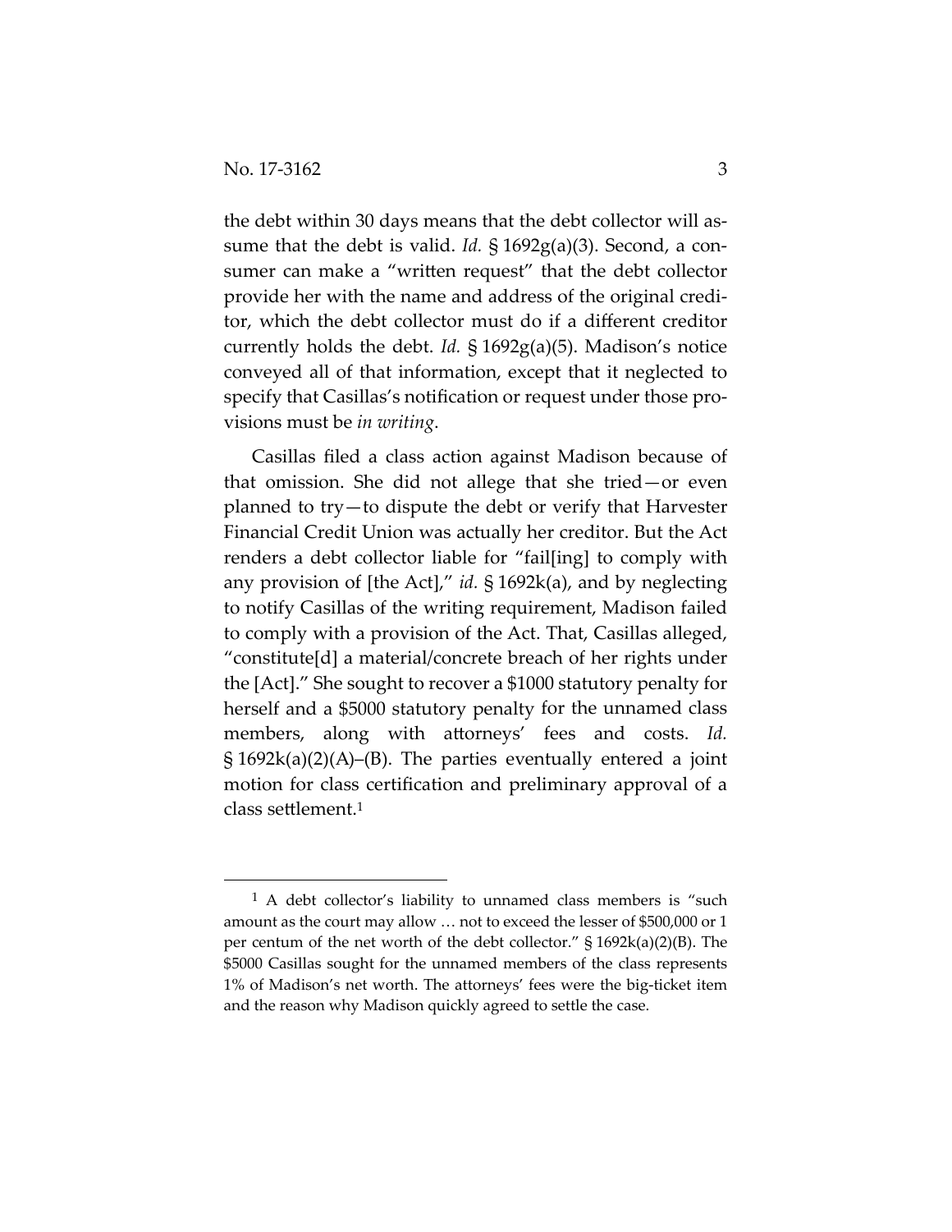the debt within 30 days means that the debt collector will assume that the debt is valid. *Id.* § 1692g(a)(3). Second, a consumer can make a "written request" that the debt collector provide her with the name and address of the original creditor, which the debt collector must do if a different creditor currently holds the debt. *Id.* § 1692g(a)(5). Madison's notice conveyed all of that information, except that it neglected to specify that Casillas's notification or request under those provisions must be *in writing*.

Casillas filed a class action against Madison because of that omission. She did not allege that she tried—or even planned to try—to dispute the debt or verify that Harvester Financial Credit Union was actually her creditor. But the Act renders a debt collector liable for "fail[ing] to comply with any provision of [the Act]," *id.* § 1692k(a), and by neglecting to notify Casillas of the writing requirement, Madison failed to comply with a provision of the Act. That, Casillas alleged, "constitute[d] a material/concrete breach of her rights under the [Act]." She sought to recover a $1000 statutory penalty for herself and a $5000 statutory penalty for the unnamed class members, along with attorneys' fees and costs. *Id.* § 1692k(a)(2)(A)–(B). The parties eventually entered a joint motion for class certification and preliminary approval of a class settlement.[1]

---

[1] A debt collector's liability to unnamed class members is "such amount as the court may allow … not to exceed the lesser of $500,000 or 1 per centum of the net worth of the debt collector." § 1692k(a)(2)(B). The $5000 Casillas sought for the unnamed members of the class represents 1% of Madison's net worth. The attorneys' fees were the big-ticket item and the reason why Madison quickly agreed to settle the case.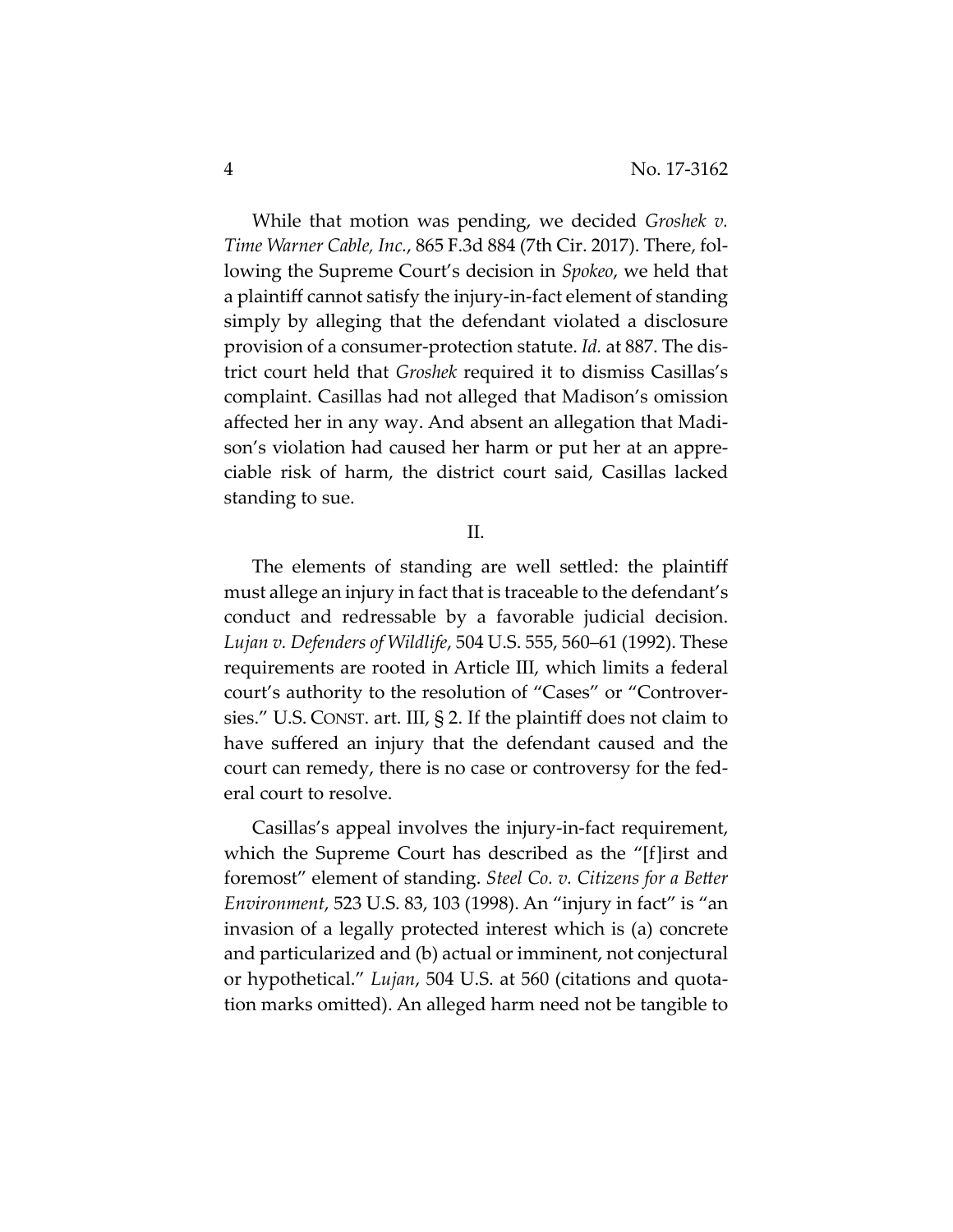While that motion was pending, we decided *Groshek v. Time Warner Cable, Inc.*, 865 F.3d 884 (7th Cir. 2017). There, following the Supreme Court's decision in *Spokeo*, we held that a plaintiff cannot satisfy the injury-in-fact element of standing simply by alleging that the defendant violated a disclosure provision of a consumer-protection statute. *Id.* at 887. The district court held that *Groshek* required it to dismiss Casillas's complaint. Casillas had not alleged that Madison's omission affected her in any way. And absent an allegation that Madison's violation had caused her harm or put her at an appreciable risk of harm, the district court said, Casillas lacked standing to sue.

## II.

The elements of standing are well settled: the plaintiff must allege an injury in fact that is traceable to the defendant's conduct and redressable by a favorable judicial decision. *Lujan v. Defenders of Wildlife*, 504 U.S. 555, 560–61 (1992). These requirements are rooted in Article III, which limits a federal court's authority to the resolution of "Cases" or "Controversies." U.S. CONST. art. III, § 2. If the plaintiff does not claim to have suffered an injury that the defendant caused and the court can remedy, there is no case or controversy for the federal court to resolve.

Casillas's appeal involves the injury-in-fact requirement, which the Supreme Court has described as the "[f]irst and foremost" element of standing. *Steel Co. v. Citizens for a Better Environment*, 523 U.S. 83, 103 (1998). An "injury in fact" is "an invasion of a legally protected interest which is (a) concrete and particularized and (b) actual or imminent, not conjectural or hypothetical." *Lujan*, 504 U.S. at 560 (citations and quotation marks omitted). An alleged harm need not be tangible to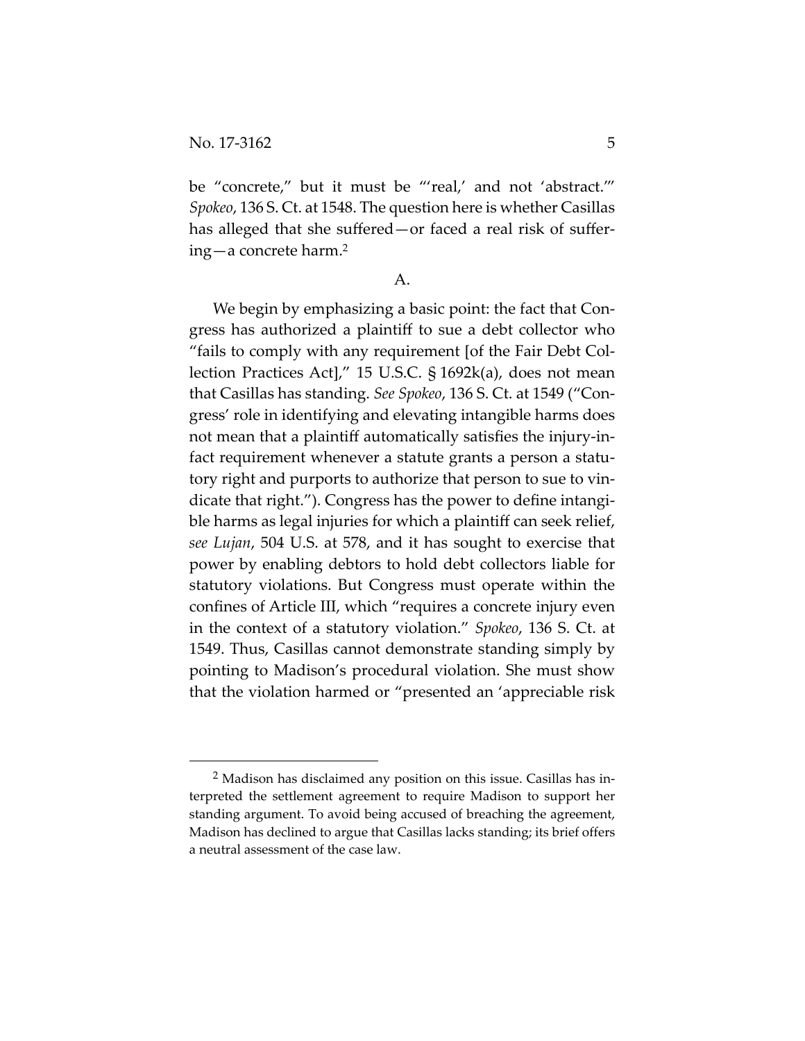be "concrete," but it must be "'real,' and not 'abstract.'" *Spokeo*, 136 S. Ct. at 1548. The question here is whether Casillas has alleged that she suffered—or faced a real risk of suffering—a concrete harm.[2]

A.

We begin by emphasizing a basic point: the fact that Congress has authorized a plaintiff to sue a debt collector who "fails to comply with any requirement [of the Fair Debt Collection Practices Act]," 15 U.S.C. § 1692k(a), does not mean that Casillas has standing. *See Spokeo*, 136 S. Ct. at 1549 ("Congress' role in identifying and elevating intangible harms does not mean that a plaintiff automatically satisfies the injury-in-fact requirement whenever a statute grants a person a statutory right and purports to authorize that person to sue to vindicate that right."). Congress has the power to define intangible harms as legal injuries for which a plaintiff can seek relief, *see Lujan*, 504 U.S. at 578, and it has sought to exercise that power by enabling debtors to hold debt collectors liable for statutory violations. But Congress must operate within the confines of Article III, which "requires a concrete injury even in the context of a statutory violation." *Spokeo*, 136 S. Ct. at 1549. Thus, Casillas cannot demonstrate standing simply by pointing to Madison's procedural violation. She must show that the violation harmed or "presented an 'appreciable risk

---

[2] Madison has disclaimed any position on this issue. Casillas has interpreted the settlement agreement to require Madison to support her standing argument. To avoid being accused of breaching the agreement, Madison has declined to argue that Casillas lacks standing; its brief offers a neutral assessment of the case law.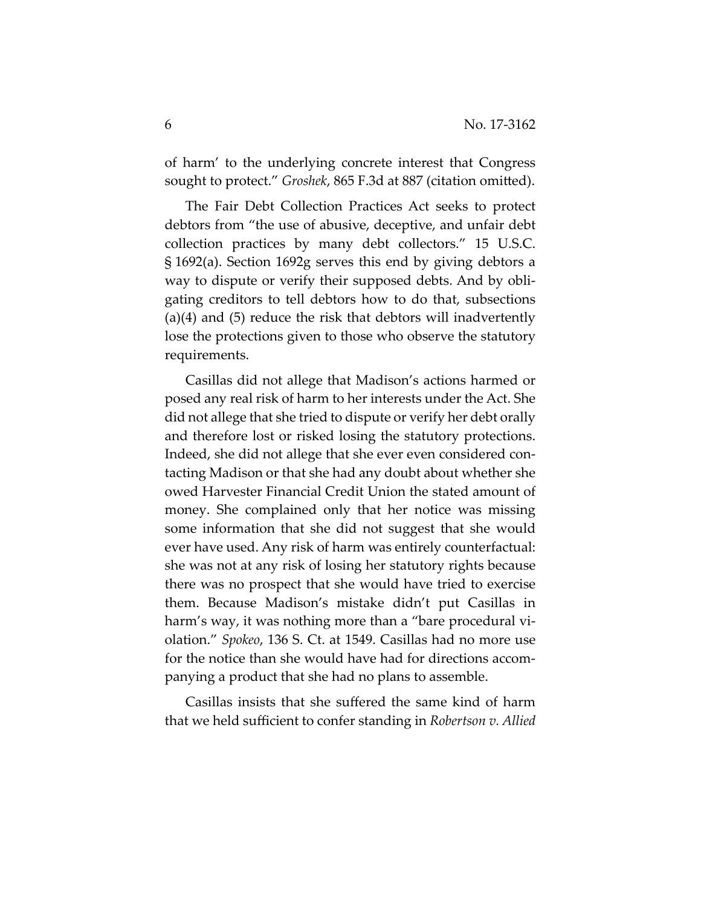of harm' to the underlying concrete interest that Congress sought to protect." *Groshek*, 865 F.3d at 887 (citation omitted).

The Fair Debt Collection Practices Act seeks to protect debtors from "the use of abusive, deceptive, and unfair debt collection practices by many debt collectors." 15 U.S.C. § 1692(a). Section 1692g serves this end by giving debtors a way to dispute or verify their supposed debts. And by obligating creditors to tell debtors how to do that, subsections (a)(4) and (5) reduce the risk that debtors will inadvertently lose the protections given to those who observe the statutory requirements.

Casillas did not allege that Madison's actions harmed or posed any real risk of harm to her interests under the Act. She did not allege that she tried to dispute or verify her debt orally and therefore lost or risked losing the statutory protections. Indeed, she did not allege that she ever even considered contacting Madison or that she had any doubt about whether she owed Harvester Financial Credit Union the stated amount of money. She complained only that her notice was missing some information that she did not suggest that she would ever have used. Any risk of harm was entirely counterfactual: she was not at any risk of losing her statutory rights because there was no prospect that she would have tried to exercise them. Because Madison's mistake didn't put Casillas in harm's way, it was nothing more than a "bare procedural violation." *Spokeo*, 136 S. Ct. at 1549. Casillas had no more use for the notice than she would have had for directions accompanying a product that she had no plans to assemble.

Casillas insists that she suffered the same kind of harm that we held sufficient to confer standing in *Robertson v. Allied*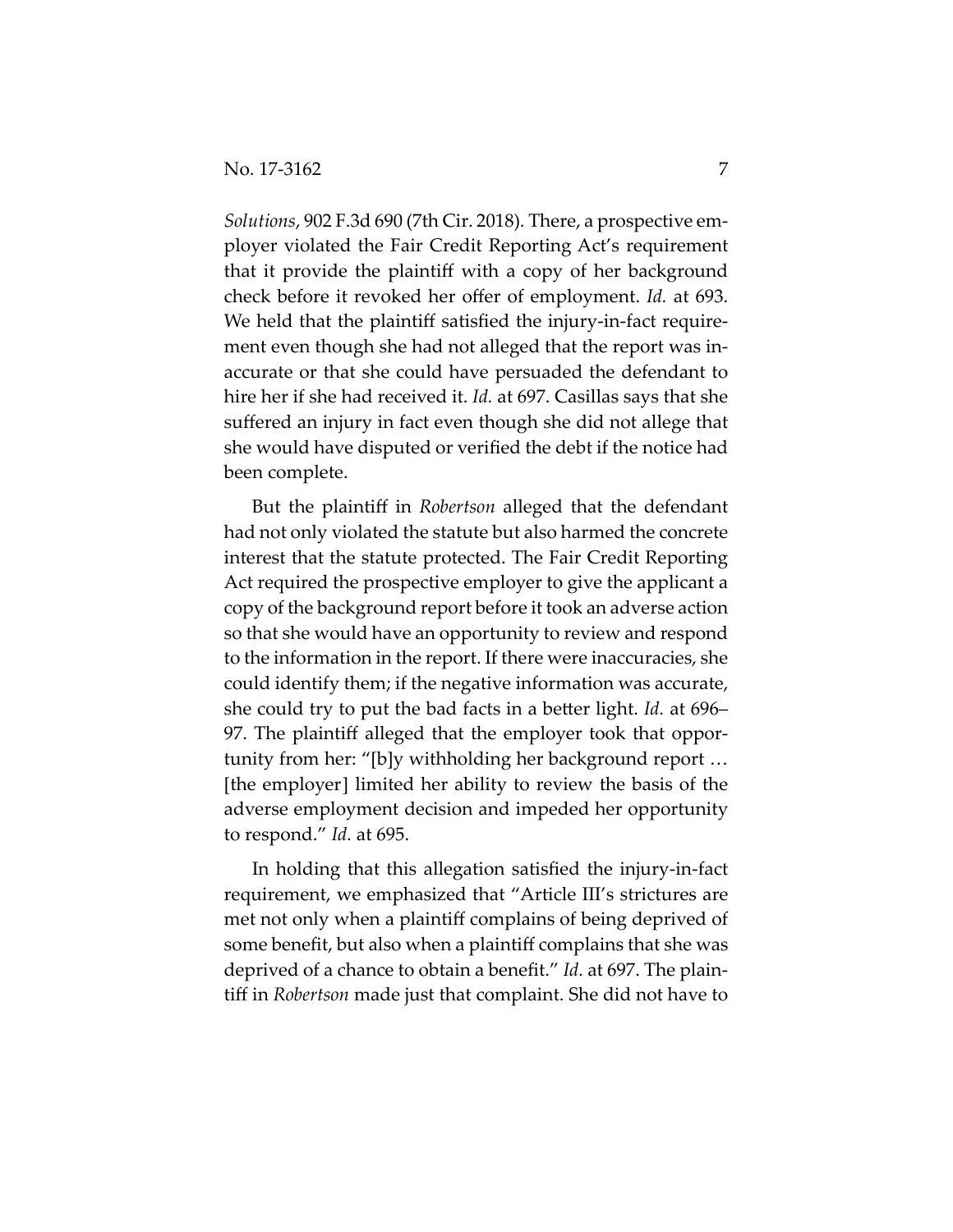*Solutions*, 902 F.3d 690 (7th Cir. 2018). There, a prospective employer violated the Fair Credit Reporting Act's requirement that it provide the plaintiff with a copy of her background check before it revoked her offer of employment. *Id.* at 693. We held that the plaintiff satisfied the injury-in-fact requirement even though she had not alleged that the report was inaccurate or that she could have persuaded the defendant to hire her if she had received it. *Id.* at 697. Casillas says that she suffered an injury in fact even though she did not allege that she would have disputed or verified the debt if the notice had been complete.

But the plaintiff in *Robertson* alleged that the defendant had not only violated the statute but also harmed the concrete interest that the statute protected. The Fair Credit Reporting Act required the prospective employer to give the applicant a copy of the background report before it took an adverse action so that she would have an opportunity to review and respond to the information in the report. If there were inaccuracies, she could identify them; if the negative information was accurate, she could try to put the bad facts in a better light. *Id.* at 696–97. The plaintiff alleged that the employer took that opportunity from her: "[b]y withholding her background report … [the employer] limited her ability to review the basis of the adverse employment decision and impeded her opportunity to respond." *Id.* at 695.

In holding that this allegation satisfied the injury-in-fact requirement, we emphasized that "Article III's strictures are met not only when a plaintiff complains of being deprived of some benefit, but also when a plaintiff complains that she was deprived of a chance to obtain a benefit." *Id.* at 697. The plaintiff in *Robertson* made just that complaint. She did not have to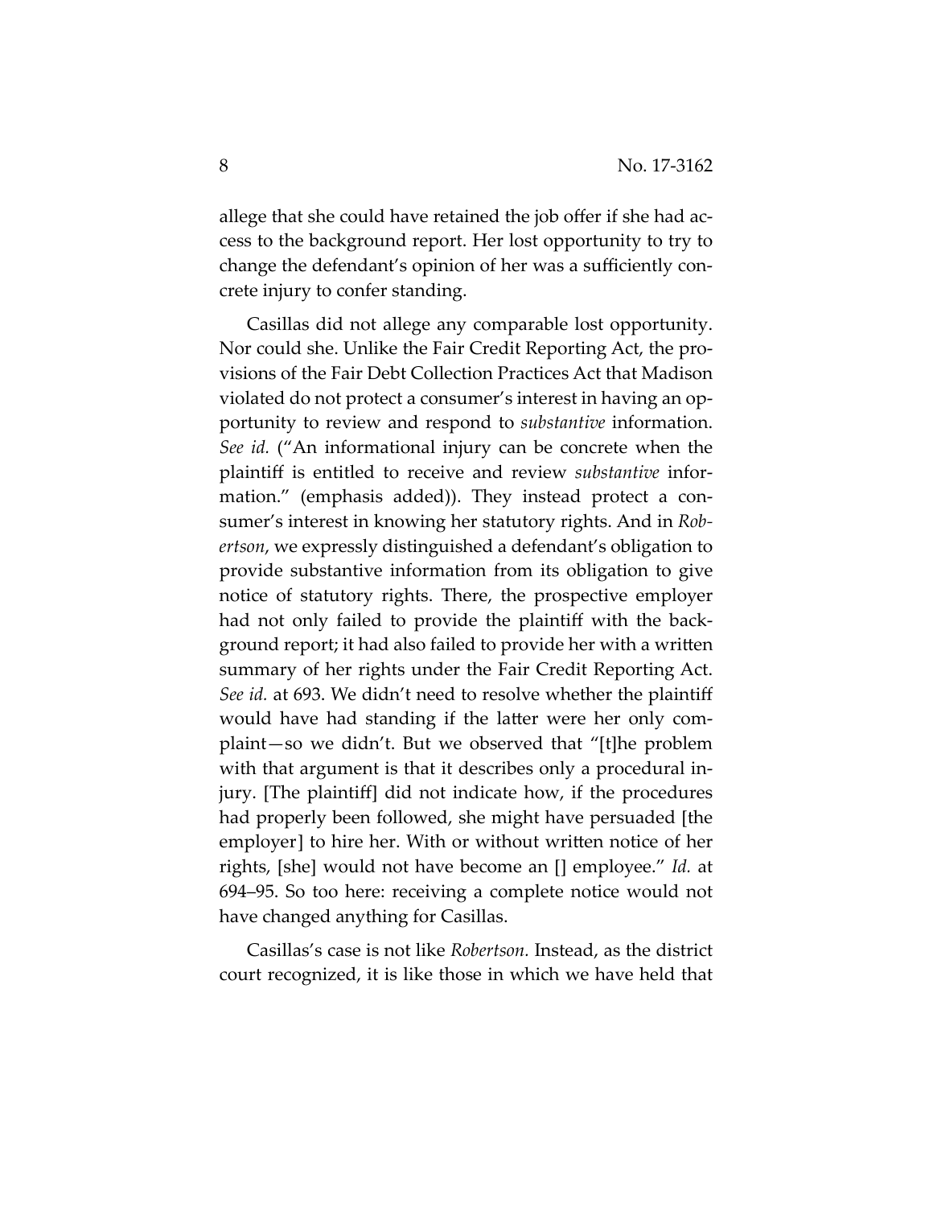allege that she could have retained the job offer if she had access to the background report. Her lost opportunity to try to change the defendant's opinion of her was a sufficiently concrete injury to confer standing.

Casillas did not allege any comparable lost opportunity. Nor could she. Unlike the Fair Credit Reporting Act, the provisions of the Fair Debt Collection Practices Act that Madison violated do not protect a consumer's interest in having an opportunity to review and respond to *substantive* information. *See id.* ("An informational injury can be concrete when the plaintiff is entitled to receive and review *substantive* information." (emphasis added)). They instead protect a consumer's interest in knowing her statutory rights. And in *Robertson*, we expressly distinguished a defendant's obligation to provide substantive information from its obligation to give notice of statutory rights. There, the prospective employer had not only failed to provide the plaintiff with the background report; it had also failed to provide her with a written summary of her rights under the Fair Credit Reporting Act. *See id.* at 693. We didn't need to resolve whether the plaintiff would have had standing if the latter were her only complaint—so we didn't. But we observed that "[t]he problem with that argument is that it describes only a procedural injury. [The plaintiff] did not indicate how, if the procedures had properly been followed, she might have persuaded [the employer] to hire her. With or without written notice of her rights, [she] would not have become an [] employee." *Id.* at 694–95. So too here: receiving a complete notice would not have changed anything for Casillas.

Casillas's case is not like *Robertson.* Instead, as the district court recognized, it is like those in which we have held that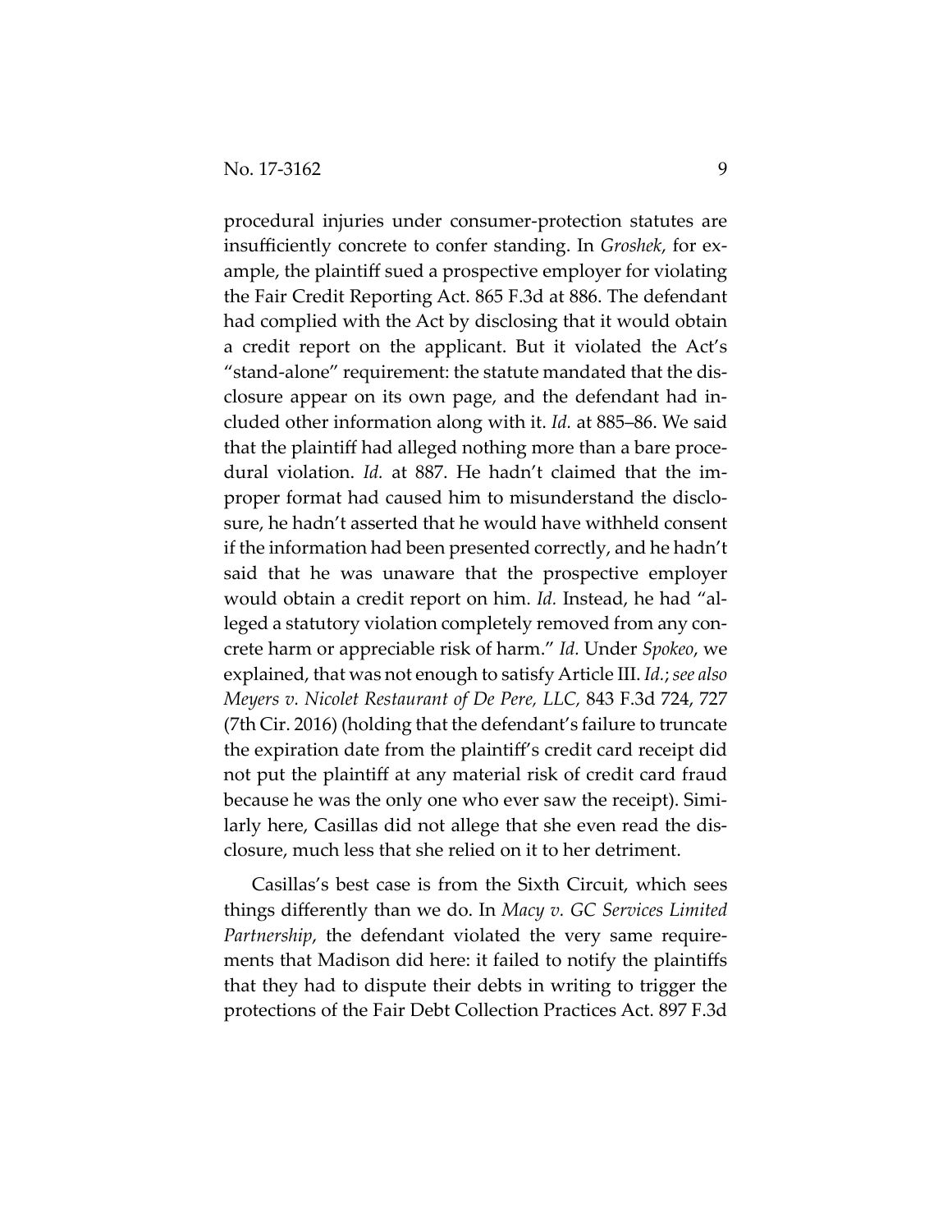procedural injuries under consumer-protection statutes are insufficiently concrete to confer standing. In *Groshek*, for example, the plaintiff sued a prospective employer for violating the Fair Credit Reporting Act. 865 F.3d at 886. The defendant had complied with the Act by disclosing that it would obtain a credit report on the applicant. But it violated the Act's "stand-alone" requirement: the statute mandated that the disclosure appear on its own page, and the defendant had included other information along with it. *Id.* at 885–86. We said that the plaintiff had alleged nothing more than a bare procedural violation. *Id.* at 887. He hadn't claimed that the improper format had caused him to misunderstand the disclosure, he hadn't asserted that he would have withheld consent if the information had been presented correctly, and he hadn't said that he was unaware that the prospective employer would obtain a credit report on him. *Id.* Instead, he had "alleged a statutory violation completely removed from any concrete harm or appreciable risk of harm." *Id.* Under *Spokeo*, we explained, that was not enough to satisfy Article III. *Id.*; *see also Meyers v. Nicolet Restaurant of De Pere, LLC,* 843 F.3d 724, 727 (7th Cir. 2016) (holding that the defendant's failure to truncate the expiration date from the plaintiff's credit card receipt did not put the plaintiff at any material risk of credit card fraud because he was the only one who ever saw the receipt). Similarly here, Casillas did not allege that she even read the disclosure, much less that she relied on it to her detriment.

Casillas's best case is from the Sixth Circuit, which sees things differently than we do. In *Macy v. GC Services Limited Partnership*, the defendant violated the very same requirements that Madison did here: it failed to notify the plaintiffs that they had to dispute their debts in writing to trigger the protections of the Fair Debt Collection Practices Act. 897 F.3d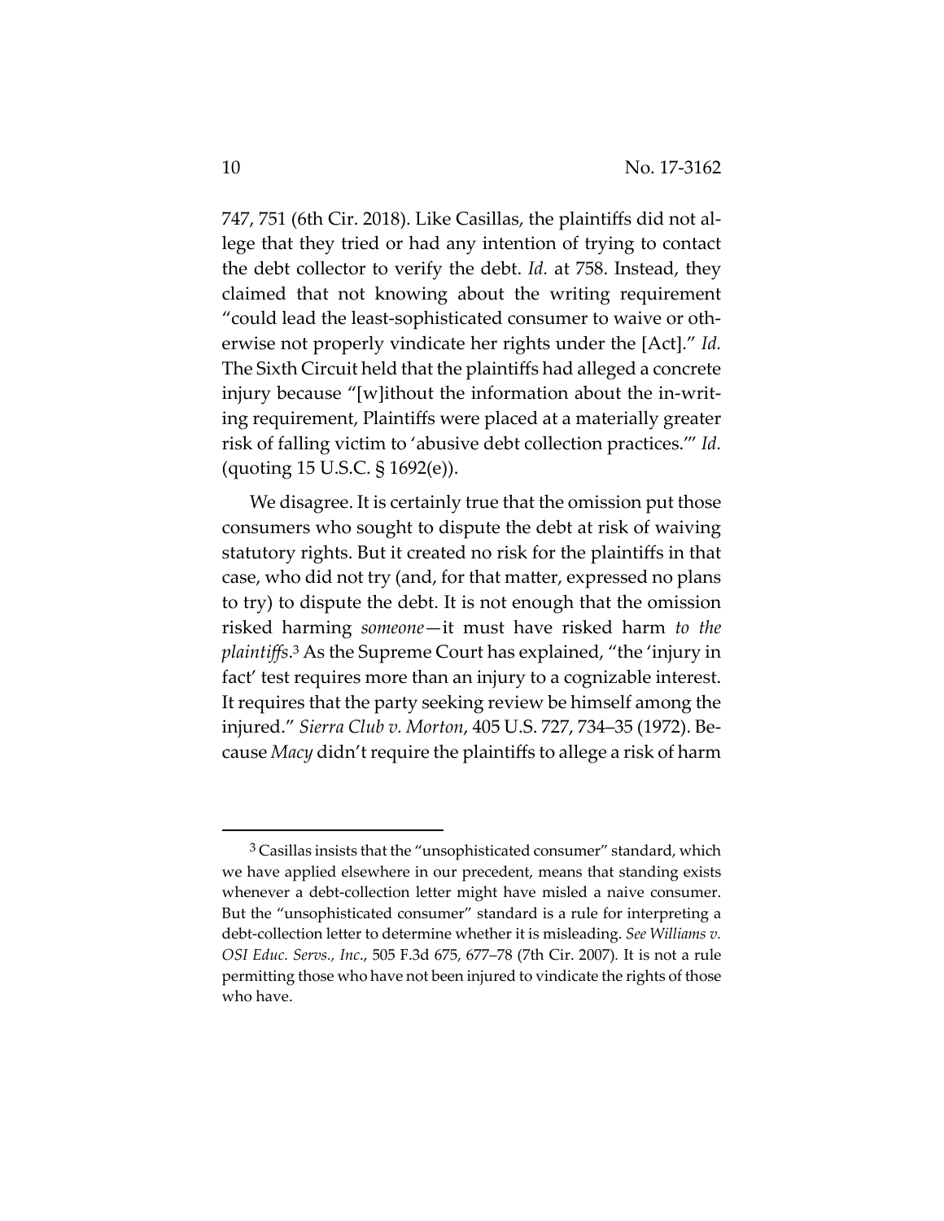747, 751 (6th Cir. 2018). Like Casillas, the plaintiffs did not allege that they tried or had any intention of trying to contact the debt collector to verify the debt. *Id.* at 758. Instead, they claimed that not knowing about the writing requirement "could lead the least-sophisticated consumer to waive or otherwise not properly vindicate her rights under the [Act]." *Id.* The Sixth Circuit held that the plaintiffs had alleged a concrete injury because "[w]ithout the information about the in-writing requirement, Plaintiffs were placed at a materially greater risk of falling victim to 'abusive debt collection practices.'" *Id.* (quoting 15 U.S.C. § 1692(e)).

We disagree. It is certainly true that the omission put those consumers who sought to dispute the debt at risk of waiving statutory rights. But it created no risk for the plaintiffs in that case, who did not try (and, for that matter, expressed no plans to try) to dispute the debt. It is not enough that the omission risked harming *someone*—it must have risked harm *to the plaintiffs*.[3] As the Supreme Court has explained, "the 'injury in fact' test requires more than an injury to a cognizable interest. It requires that the party seeking review be himself among the injured." *Sierra Club v. Morton*, 405 U.S. 727, 734–35 (1972). Because *Macy* didn't require the plaintiffs to allege a risk of harm

[3] Casillas insists that the "unsophisticated consumer" standard, which we have applied elsewhere in our precedent, means that standing exists whenever a debt-collection letter might have misled a naive consumer. But the "unsophisticated consumer" standard is a rule for interpreting a debt-collection letter to determine whether it is misleading. *See Williams v. OSI Educ. Servs., Inc.*, 505 F.3d 675, 677–78 (7th Cir. 2007). It is not a rule permitting those who have not been injured to vindicate the rights of those who have.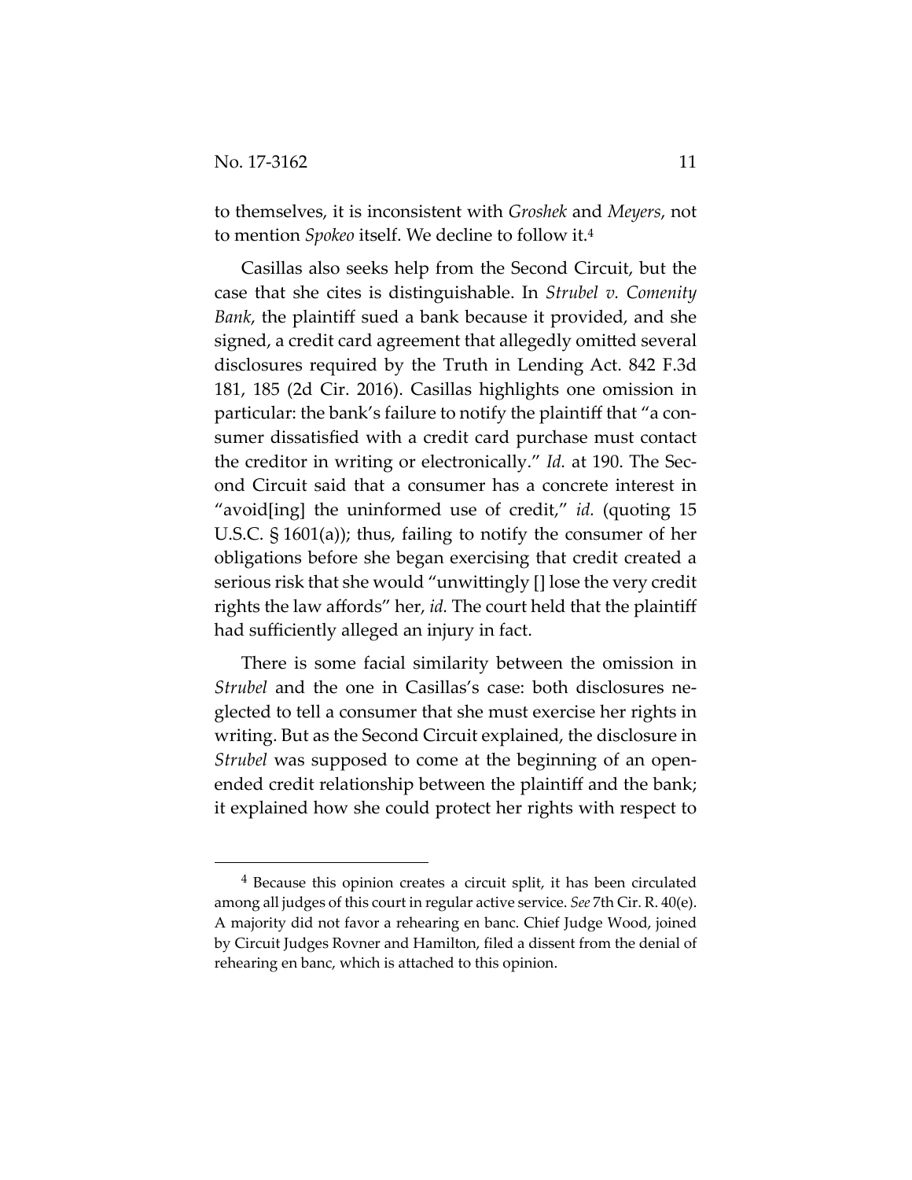to themselves, it is inconsistent with *Groshek* and *Meyers*, not to mention *Spokeo* itself. We decline to follow it.[4]

Casillas also seeks help from the Second Circuit, but the case that she cites is distinguishable. In *Strubel v. Comenity Bank*, the plaintiff sued a bank because it provided, and she signed, a credit card agreement that allegedly omitted several disclosures required by the Truth in Lending Act. 842 F.3d 181, 185 (2d Cir. 2016). Casillas highlights one omission in particular: the bank's failure to notify the plaintiff that "a consumer dissatisfied with a credit card purchase must contact the creditor in writing or electronically." *Id.* at 190. The Second Circuit said that a consumer has a concrete interest in "avoid[ing] the uninformed use of credit," *id.* (quoting 15 U.S.C. § 1601(a)); thus, failing to notify the consumer of her obligations before she began exercising that credit created a serious risk that she would "unwittingly [] lose the very credit rights the law affords" her, *id.* The court held that the plaintiff had sufficiently alleged an injury in fact.

There is some facial similarity between the omission in *Strubel* and the one in Casillas's case: both disclosures neglected to tell a consumer that she must exercise her rights in writing. But as the Second Circuit explained, the disclosure in *Strubel* was supposed to come at the beginning of an open-ended credit relationship between the plaintiff and the bank; it explained how she could protect her rights with respect to

---

[4] Because this opinion creates a circuit split, it has been circulated among all judges of this court in regular active service. *See* 7th Cir. R. 40(e). A majority did not favor a rehearing en banc. Chief Judge Wood, joined by Circuit Judges Rovner and Hamilton, filed a dissent from the denial of rehearing en banc, which is attached to this opinion.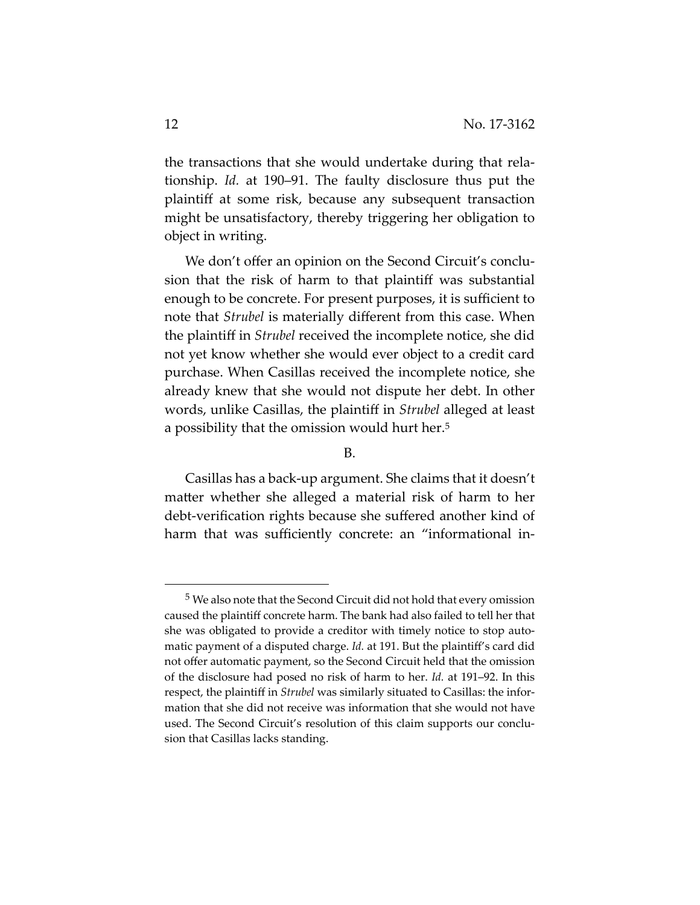the transactions that she would undertake during that relationship. *Id.* at 190–91. The faulty disclosure thus put the plaintiff at some risk, because any subsequent transaction might be unsatisfactory, thereby triggering her obligation to object in writing.

We don't offer an opinion on the Second Circuit's conclusion that the risk of harm to that plaintiff was substantial enough to be concrete. For present purposes, it is sufficient to note that *Strubel* is materially different from this case. When the plaintiff in *Strubel* received the incomplete notice, she did not yet know whether she would ever object to a credit card purchase. When Casillas received the incomplete notice, she already knew that she would not dispute her debt. In other words, unlike Casillas, the plaintiff in *Strubel* alleged at least a possibility that the omission would hurt her.[5]

B.

Casillas has a back-up argument. She claims that it doesn't matter whether she alleged a material risk of harm to her debt-verification rights because she suffered another kind of harm that was sufficiently concrete: an "informational in-

---

[5] We also note that the Second Circuit did not hold that every omission caused the plaintiff concrete harm. The bank had also failed to tell her that she was obligated to provide a creditor with timely notice to stop automatic payment of a disputed charge. *Id.* at 191. But the plaintiff's card did not offer automatic payment, so the Second Circuit held that the omission of the disclosure had posed no risk of harm to her. *Id.* at 191–92. In this respect, the plaintiff in *Strubel* was similarly situated to Casillas: the information that she did not receive was information that she would not have used. The Second Circuit's resolution of this claim supports our conclusion that Casillas lacks standing.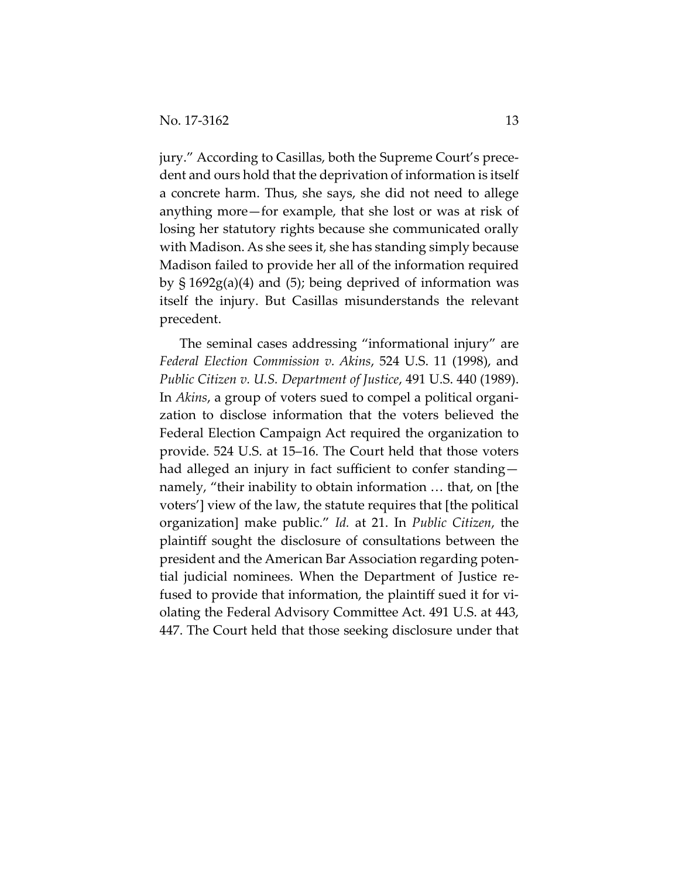jury." According to Casillas, both the Supreme Court's precedent and ours hold that the deprivation of information is itself a concrete harm. Thus, she says, she did not need to allege anything more—for example, that she lost or was at risk of losing her statutory rights because she communicated orally with Madison. As she sees it, she has standing simply because Madison failed to provide her all of the information required by § 1692g(a)(4) and (5); being deprived of information was itself the injury. But Casillas misunderstands the relevant precedent.

The seminal cases addressing "informational injury" are *Federal Election Commission v. Akins*, 524 U.S. 11 (1998), and *Public Citizen v. U.S. Department of Justice*, 491 U.S. 440 (1989). In *Akins*, a group of voters sued to compel a political organization to disclose information that the voters believed the Federal Election Campaign Act required the organization to provide. 524 U.S. at 15–16. The Court held that those voters had alleged an injury in fact sufficient to confer standing—namely, "their inability to obtain information … that, on [the voters'] view of the law, the statute requires that [the political organization] make public." *Id.* at 21. In *Public Citizen*, the plaintiff sought the disclosure of consultations between the president and the American Bar Association regarding potential judicial nominees. When the Department of Justice refused to provide that information, the plaintiff sued it for violating the Federal Advisory Committee Act. 491 U.S. at 443, 447. The Court held that those seeking disclosure under that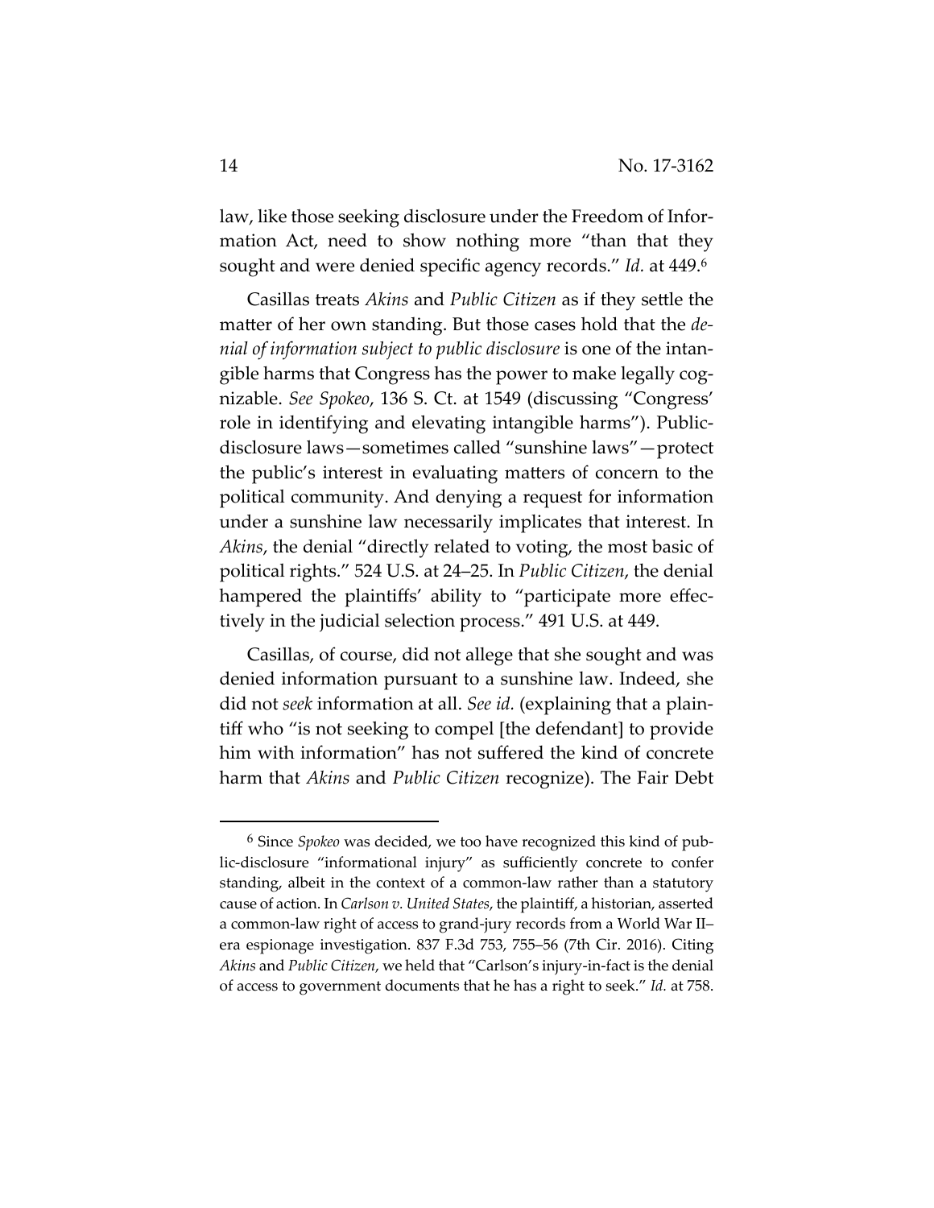law, like those seeking disclosure under the Freedom of Information Act, need to show nothing more "than that they sought and were denied specific agency records." *Id.* at 449.[6]

Casillas treats *Akins* and *Public Citizen* as if they settle the matter of her own standing. But those cases hold that the *denial of information subject to public disclosure* is one of the intangible harms that Congress has the power to make legally cognizable. *See Spokeo*, 136 S. Ct. at 1549 (discussing "Congress' role in identifying and elevating intangible harms"). Public-disclosure laws—sometimes called "sunshine laws"—protect the public's interest in evaluating matters of concern to the political community. And denying a request for information under a sunshine law necessarily implicates that interest. In *Akins*, the denial "directly related to voting, the most basic of political rights." 524 U.S. at 24–25. In *Public Citizen*, the denial hampered the plaintiffs' ability to "participate more effectively in the judicial selection process." 491 U.S. at 449.

Casillas, of course, did not allege that she sought and was denied information pursuant to a sunshine law. Indeed, she did not *seek* information at all. *See id.* (explaining that a plaintiff who "is not seeking to compel [the defendant] to provide him with information" has not suffered the kind of concrete harm that *Akins* and *Public Citizen* recognize). The Fair Debt

---

[6] Since *Spokeo* was decided, we too have recognized this kind of public-disclosure "informational injury" as sufficiently concrete to confer standing, albeit in the context of a common-law rather than a statutory cause of action. In *Carlson v. United States*, the plaintiff, a historian, asserted a common-law right of access to grand-jury records from a World War II–era espionage investigation. 837 F.3d 753, 755–56 (7th Cir. 2016). Citing *Akins* and *Public Citizen*, we held that "Carlson's injury-in-fact is the denial of access to government documents that he has a right to seek." *Id.* at 758.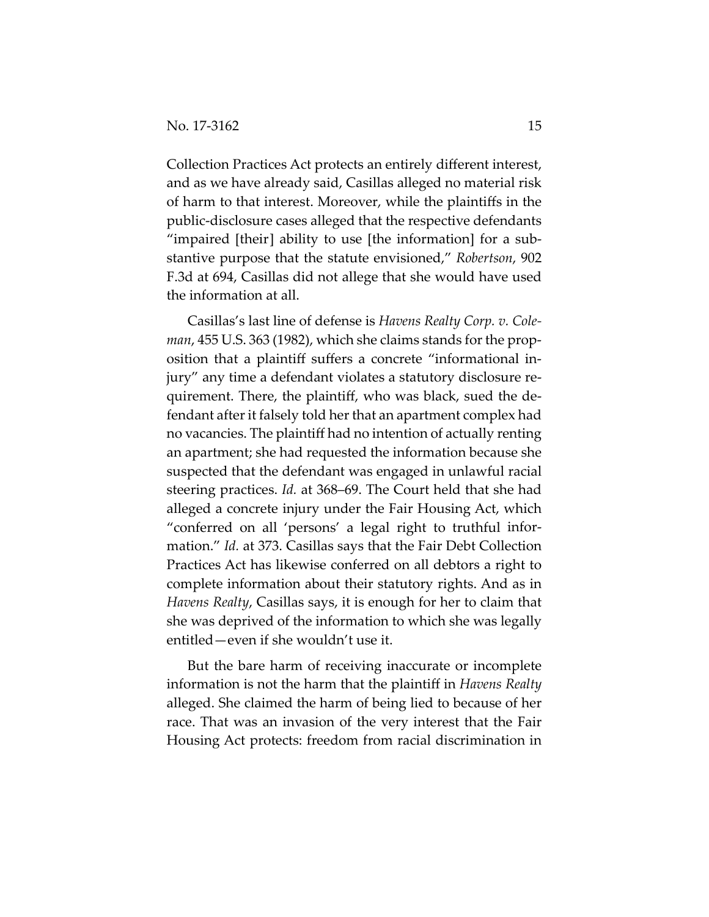Collection Practices Act protects an entirely different interest, and as we have already said, Casillas alleged no material risk of harm to that interest. Moreover, while the plaintiffs in the public-disclosure cases alleged that the respective defendants "impaired [their] ability to use [the information] for a substantive purpose that the statute envisioned," *Robertson*, 902 F.3d at 694, Casillas did not allege that she would have used the information at all.

Casillas's last line of defense is *Havens Realty Corp. v. Coleman*, 455 U.S. 363 (1982), which she claims stands for the proposition that a plaintiff suffers a concrete "informational injury" any time a defendant violates a statutory disclosure requirement. There, the plaintiff, who was black, sued the defendant after it falsely told her that an apartment complex had no vacancies. The plaintiff had no intention of actually renting an apartment; she had requested the information because she suspected that the defendant was engaged in unlawful racial steering practices. *Id.* at 368–69. The Court held that she had alleged a concrete injury under the Fair Housing Act, which "conferred on all 'persons' a legal right to truthful information." *Id.* at 373. Casillas says that the Fair Debt Collection Practices Act has likewise conferred on all debtors a right to complete information about their statutory rights. And as in *Havens Realty*, Casillas says, it is enough for her to claim that she was deprived of the information to which she was legally entitled—even if she wouldn't use it.

But the bare harm of receiving inaccurate or incomplete information is not the harm that the plaintiff in *Havens Realty* alleged. She claimed the harm of being lied to because of her race. That was an invasion of the very interest that the Fair Housing Act protects: freedom from racial discrimination in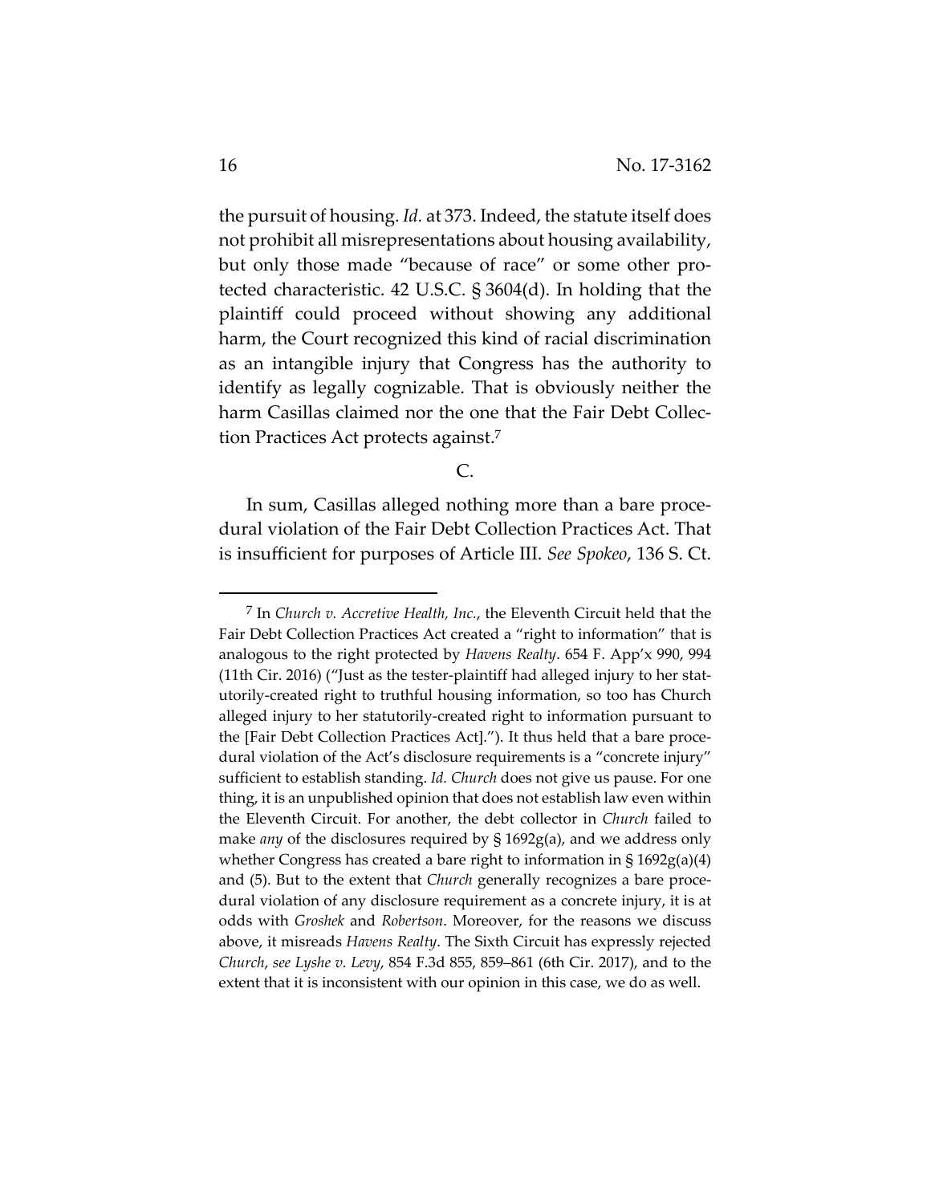the pursuit of housing. *Id.* at 373. Indeed, the statute itself does not prohibit all misrepresentations about housing availability, but only those made "because of race" or some other protected characteristic. 42 U.S.C. § 3604(d). In holding that the plaintiff could proceed without showing any additional harm, the Court recognized this kind of racial discrimination as an intangible injury that Congress has the authority to identify as legally cognizable. That is obviously neither the harm Casillas claimed nor the one that the Fair Debt Collection Practices Act protects against.[7]

C.

In sum, Casillas alleged nothing more than a bare procedural violation of the Fair Debt Collection Practices Act. That is insufficient for purposes of Article III. *See Spokeo*, 136 S. Ct.

---

[7] In *Church v. Accretive Health, Inc.*, the Eleventh Circuit held that the Fair Debt Collection Practices Act created a "right to information" that is analogous to the right protected by *Havens Realty*. 654 F. App'x 990, 994 (11th Cir. 2016) ("Just as the tester-plaintiff had alleged injury to her statutorily-created right to truthful housing information, so too has Church alleged injury to her statutorily-created right to information pursuant to the [Fair Debt Collection Practices Act]."). It thus held that a bare procedural violation of the Act's disclosure requirements is a "concrete injury" sufficient to establish standing. *Id. Church* does not give us pause. For one thing, it is an unpublished opinion that does not establish law even within the Eleventh Circuit. For another, the debt collector in *Church* failed to make *any* of the disclosures required by § 1692g(a), and we address only whether Congress has created a bare right to information in § 1692g(a)(4) and (5). But to the extent that *Church* generally recognizes a bare procedural violation of any disclosure requirement as a concrete injury, it is at odds with *Groshek* and *Robertson*. Moreover, for the reasons we discuss above, it misreads *Havens Realty*. The Sixth Circuit has expressly rejected *Church*, *see Lyshe v. Levy*, 854 F.3d 855, 859–861 (6th Cir. 2017), and to the extent that it is inconsistent with our opinion in this case, we do as well.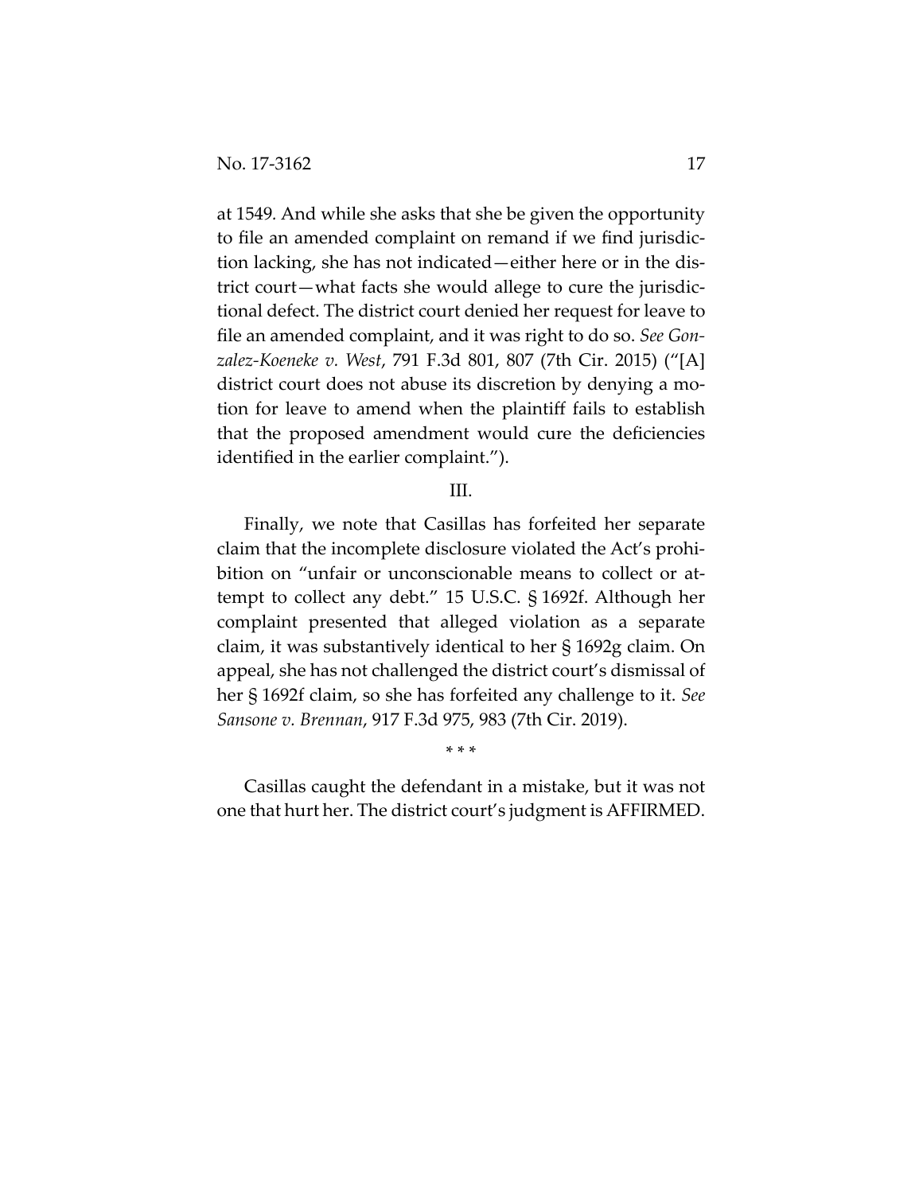at 1549. And while she asks that she be given the opportunity to file an amended complaint on remand if we find jurisdiction lacking, she has not indicated—either here or in the district court—what facts she would allege to cure the jurisdictional defect. The district court denied her request for leave to file an amended complaint, and it was right to do so. *See Gonzalez-Koeneke v. West*, 791 F.3d 801, 807 (7th Cir. 2015) ("[A] district court does not abuse its discretion by denying a motion for leave to amend when the plaintiff fails to establish that the proposed amendment would cure the deficiencies identified in the earlier complaint.").

III.

Finally, we note that Casillas has forfeited her separate claim that the incomplete disclosure violated the Act's prohibition on "unfair or unconscionable means to collect or attempt to collect any debt." 15 U.S.C. § 1692f. Although her complaint presented that alleged violation as a separate claim, it was substantively identical to her § 1692g claim. On appeal, she has not challenged the district court's dismissal of her § 1692f claim, so she has forfeited any challenge to it. *See Sansone v. Brennan*, 917 F.3d 975, 983 (7th Cir. 2019).

\* \* \*

Casillas caught the defendant in a mistake, but it was not one that hurt her. The district court's judgment is AFFIRMED.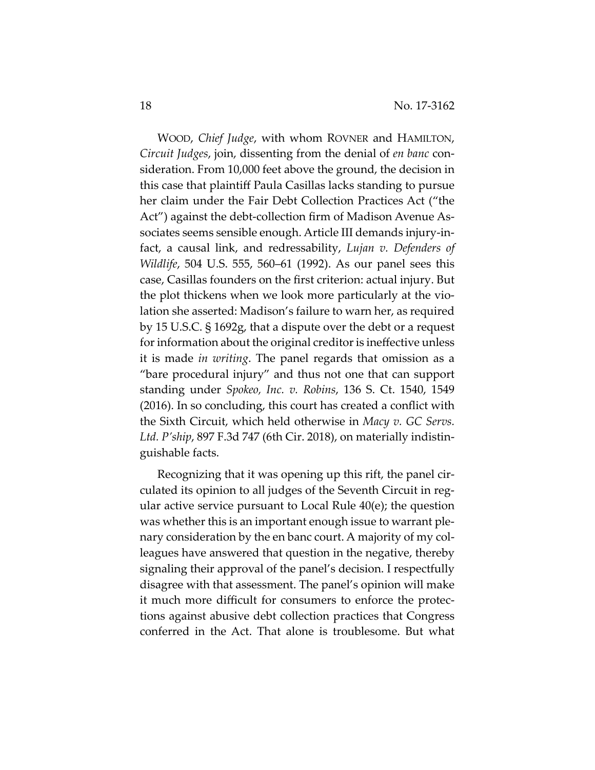WOOD, *Chief Judge*, with whom ROVNER and HAMILTON, *Circuit Judges*, join, dissenting from the denial of *en banc* consideration. From 10,000 feet above the ground, the decision in this case that plaintiff Paula Casillas lacks standing to pursue her claim under the Fair Debt Collection Practices Act ("the Act") against the debt-collection firm of Madison Avenue Associates seems sensible enough. Article III demands injury-in-fact, a causal link, and redressability, *Lujan v. Defenders of Wildlife*, 504 U.S. 555, 560–61 (1992). As our panel sees this case, Casillas founders on the first criterion: actual injury. But the plot thickens when we look more particularly at the violation she asserted: Madison's failure to warn her, as required by 15 U.S.C. § 1692g, that a dispute over the debt or a request for information about the original creditor is ineffective unless it is made *in writing*. The panel regards that omission as a "bare procedural injury" and thus not one that can support standing under *Spokeo, Inc. v. Robins*, 136 S. Ct. 1540, 1549 (2016). In so concluding, this court has created a conflict with the Sixth Circuit, which held otherwise in *Macy v. GC Servs. Ltd. P'ship*, 897 F.3d 747 (6th Cir. 2018), on materially indistinguishable facts.

Recognizing that it was opening up this rift, the panel circulated its opinion to all judges of the Seventh Circuit in regular active service pursuant to Local Rule 40(e); the question was whether this is an important enough issue to warrant plenary consideration by the en banc court. A majority of my colleagues have answered that question in the negative, thereby signaling their approval of the panel's decision. I respectfully disagree with that assessment. The panel's opinion will make it much more difficult for consumers to enforce the protections against abusive debt collection practices that Congress conferred in the Act. That alone is troublesome. But what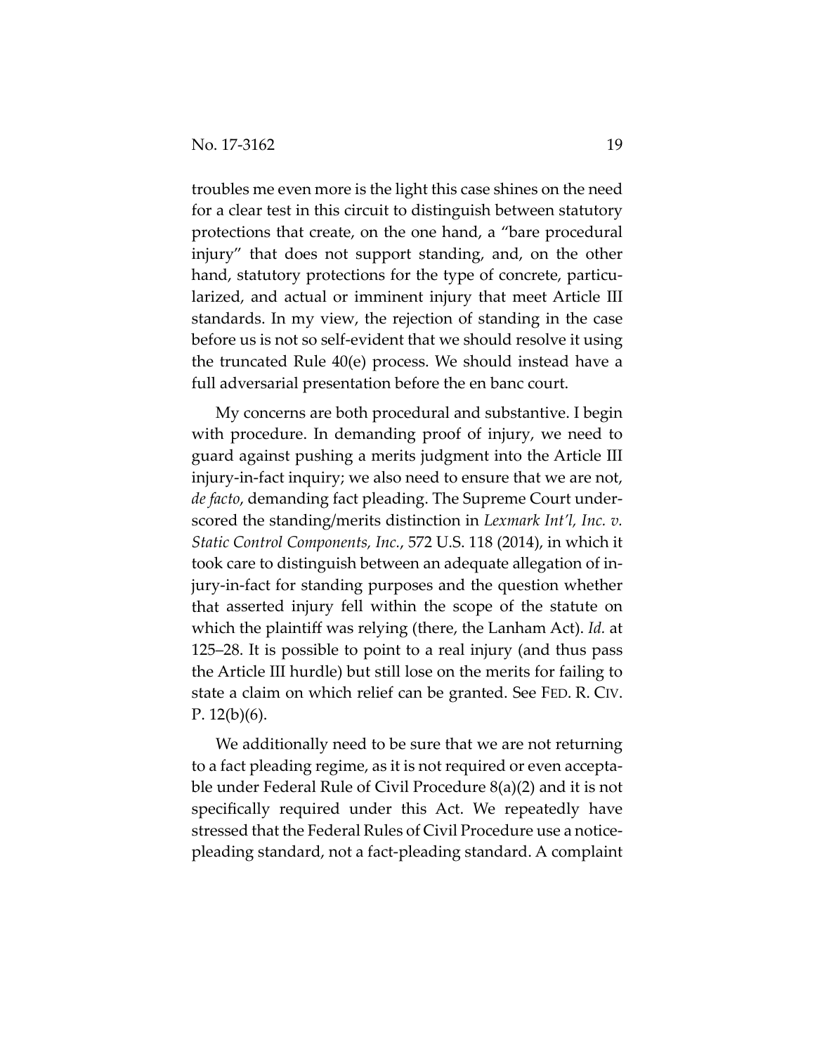troubles me even more is the light this case shines on the need for a clear test in this circuit to distinguish between statutory protections that create, on the one hand, a "bare procedural injury" that does not support standing, and, on the other hand, statutory protections for the type of concrete, particularized, and actual or imminent injury that meet Article III standards. In my view, the rejection of standing in the case before us is not so self-evident that we should resolve it using the truncated Rule 40(e) process. We should instead have a full adversarial presentation before the en banc court.

My concerns are both procedural and substantive. I begin with procedure. In demanding proof of injury, we need to guard against pushing a merits judgment into the Article III injury-in-fact inquiry; we also need to ensure that we are not, *de facto*, demanding fact pleading. The Supreme Court underscored the standing/merits distinction in *Lexmark Int'l, Inc. v. Static Control Components, Inc.*, 572 U.S. 118 (2014), in which it took care to distinguish between an adequate allegation of injury-in-fact for standing purposes and the question whether that asserted injury fell within the scope of the statute on which the plaintiff was relying (there, the Lanham Act). *Id.* at 125–28. It is possible to point to a real injury (and thus pass the Article III hurdle) but still lose on the merits for failing to state a claim on which relief can be granted. See FED. R. CIV. P. 12(b)(6).

We additionally need to be sure that we are not returning to a fact pleading regime, as it is not required or even acceptable under Federal Rule of Civil Procedure 8(a)(2) and it is not specifically required under this Act. We repeatedly have stressed that the Federal Rules of Civil Procedure use a notice-pleading standard, not a fact-pleading standard. A complaint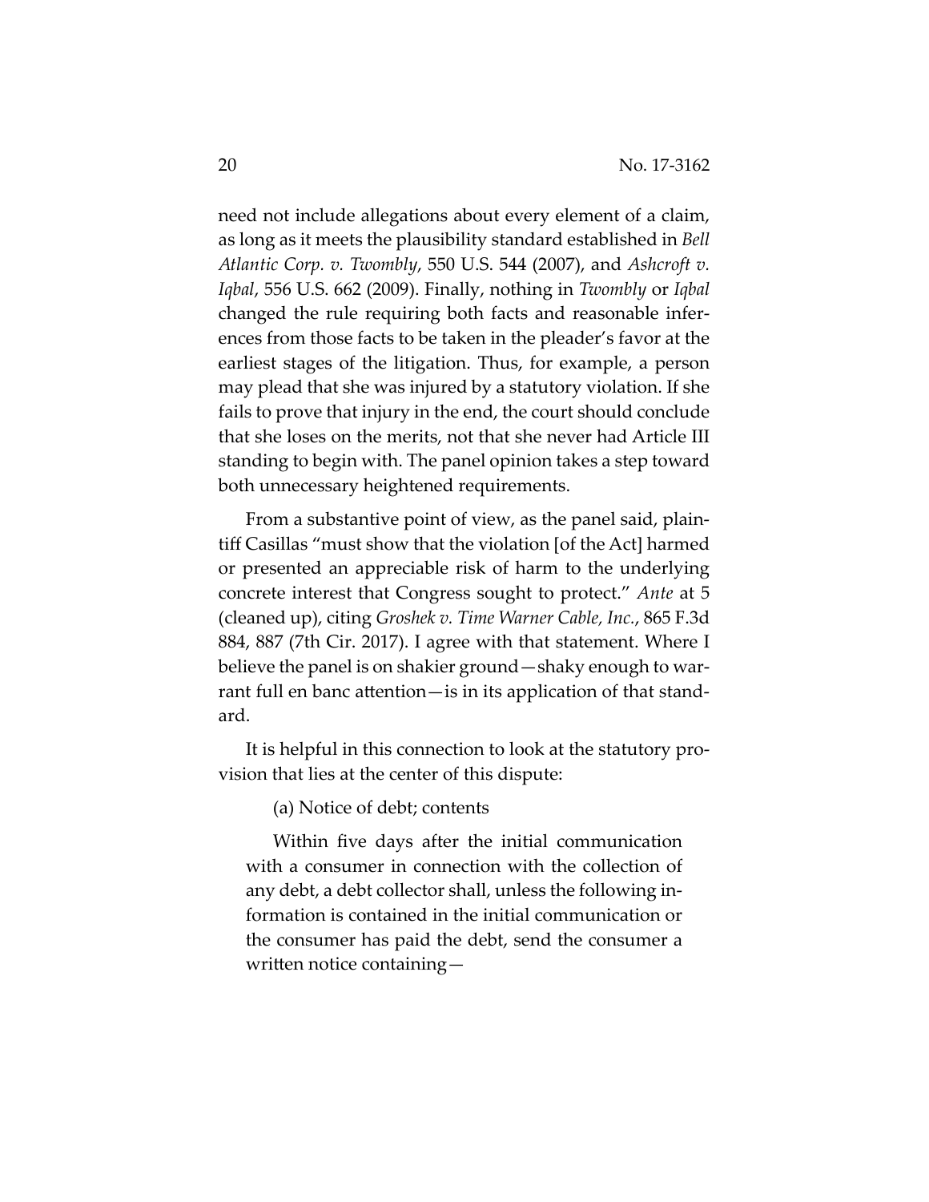need not include allegations about every element of a claim, as long as it meets the plausibility standard established in *Bell Atlantic Corp. v. Twombly*, 550 U.S. 544 (2007), and *Ashcroft v. Iqbal*, 556 U.S. 662 (2009). Finally, nothing in *Twombly* or *Iqbal* changed the rule requiring both facts and reasonable inferences from those facts to be taken in the pleader's favor at the earliest stages of the litigation. Thus, for example, a person may plead that she was injured by a statutory violation. If she fails to prove that injury in the end, the court should conclude that she loses on the merits, not that she never had Article III standing to begin with. The panel opinion takes a step toward both unnecessary heightened requirements.

From a substantive point of view, as the panel said, plaintiff Casillas "must show that the violation [of the Act] harmed or presented an appreciable risk of harm to the underlying concrete interest that Congress sought to protect." *Ante* at 5 (cleaned up), citing *Groshek v. Time Warner Cable, Inc.*, 865 F.3d 884, 887 (7th Cir. 2017). I agree with that statement. Where I believe the panel is on shakier ground—shaky enough to warrant full en banc attention—is in its application of that standard.

It is helpful in this connection to look at the statutory provision that lies at the center of this dispute:

> (a) Notice of debt; contents
>
> Within five days after the initial communication with a consumer in connection with the collection of any debt, a debt collector shall, unless the following information is contained in the initial communication or the consumer has paid the debt, send the consumer a written notice containing—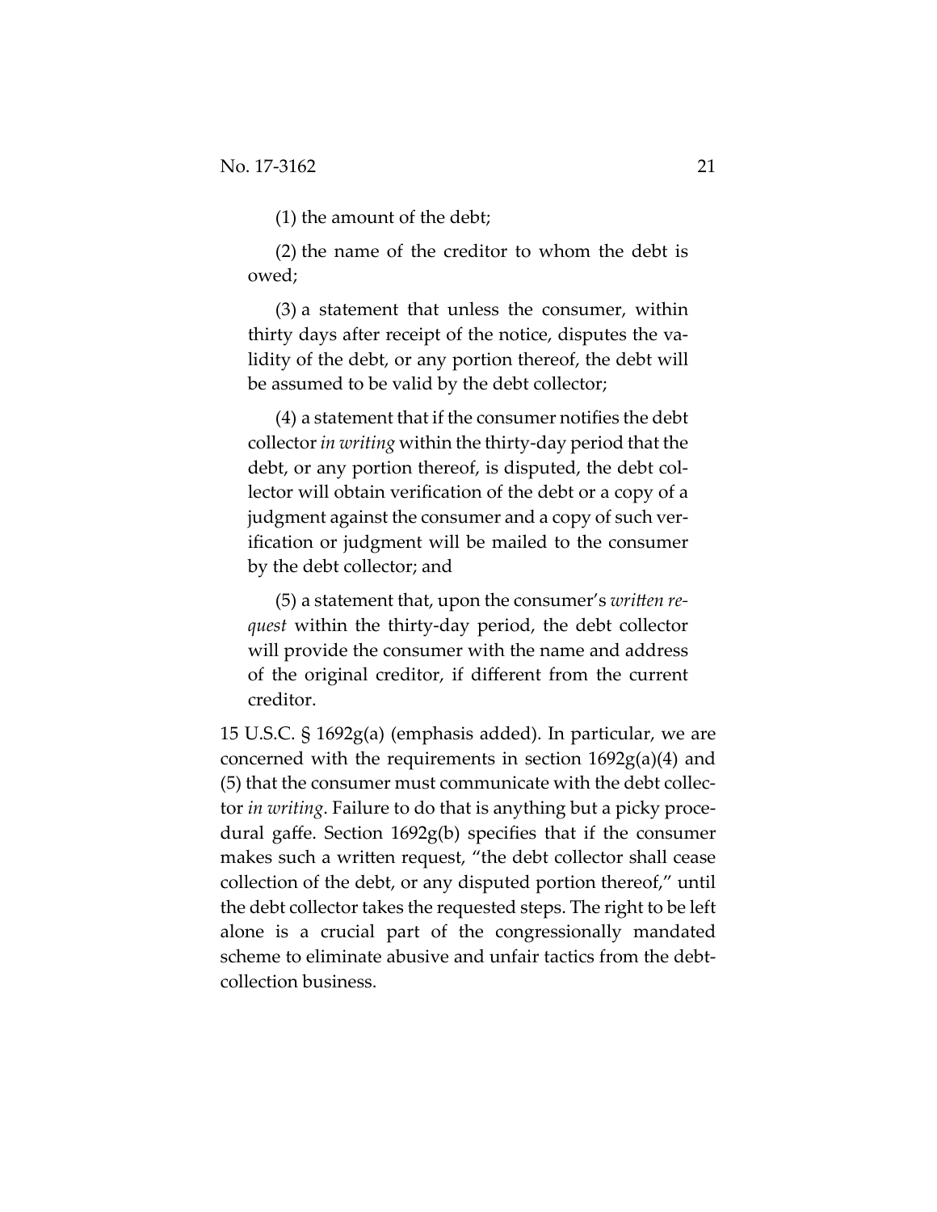(1) the amount of the debt;

(2) the name of the creditor to whom the debt is owed;

(3) a statement that unless the consumer, within thirty days after receipt of the notice, disputes the validity of the debt, or any portion thereof, the debt will be assumed to be valid by the debt collector;

(4) a statement that if the consumer notifies the debt collector *in writing* within the thirty-day period that the debt, or any portion thereof, is disputed, the debt collector will obtain verification of the debt or a copy of a judgment against the consumer and a copy of such verification or judgment will be mailed to the consumer by the debt collector; and

(5) a statement that, upon the consumer's *written request* within the thirty-day period, the debt collector will provide the consumer with the name and address of the original creditor, if different from the current creditor.

15 U.S.C. § 1692g(a) (emphasis added). In particular, we are concerned with the requirements in section 1692g(a)(4) and (5) that the consumer must communicate with the debt collector *in writing*. Failure to do that is anything but a picky procedural gaffe. Section 1692g(b) specifies that if the consumer makes such a written request, "the debt collector shall cease collection of the debt, or any disputed portion thereof," until the debt collector takes the requested steps. The right to be left alone is a crucial part of the congressionally mandated scheme to eliminate abusive and unfair tactics from the debt-collection business.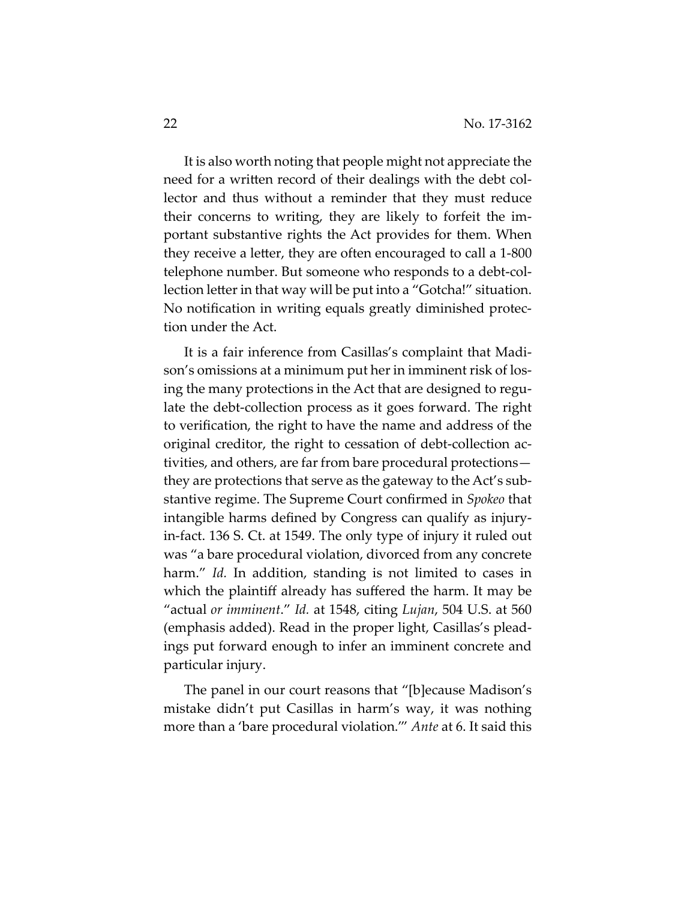It is also worth noting that people might not appreciate the need for a written record of their dealings with the debt collector and thus without a reminder that they must reduce their concerns to writing, they are likely to forfeit the important substantive rights the Act provides for them. When they receive a letter, they are often encouraged to call a 1-800 telephone number. But someone who responds to a debt-collection letter in that way will be put into a "Gotcha!" situation. No notification in writing equals greatly diminished protection under the Act.

It is a fair inference from Casillas's complaint that Madison's omissions at a minimum put her in imminent risk of losing the many protections in the Act that are designed to regulate the debt-collection process as it goes forward. The right to verification, the right to have the name and address of the original creditor, the right to cessation of debt-collection activities, and others, are far from bare procedural protections—they are protections that serve as the gateway to the Act's substantive regime. The Supreme Court confirmed in *Spokeo* that intangible harms defined by Congress can qualify as injury-in-fact. 136 S. Ct. at 1549. The only type of injury it ruled out was "a bare procedural violation, divorced from any concrete harm." *Id.* In addition, standing is not limited to cases in which the plaintiff already has suffered the harm. It may be "actual *or imminent*." *Id.* at 1548, citing *Lujan*, 504 U.S. at 560 (emphasis added). Read in the proper light, Casillas's pleadings put forward enough to infer an imminent concrete and particular injury.

The panel in our court reasons that "[b]ecause Madison's mistake didn't put Casillas in harm's way, it was nothing more than a 'bare procedural violation.'" *Ante* at 6. It said this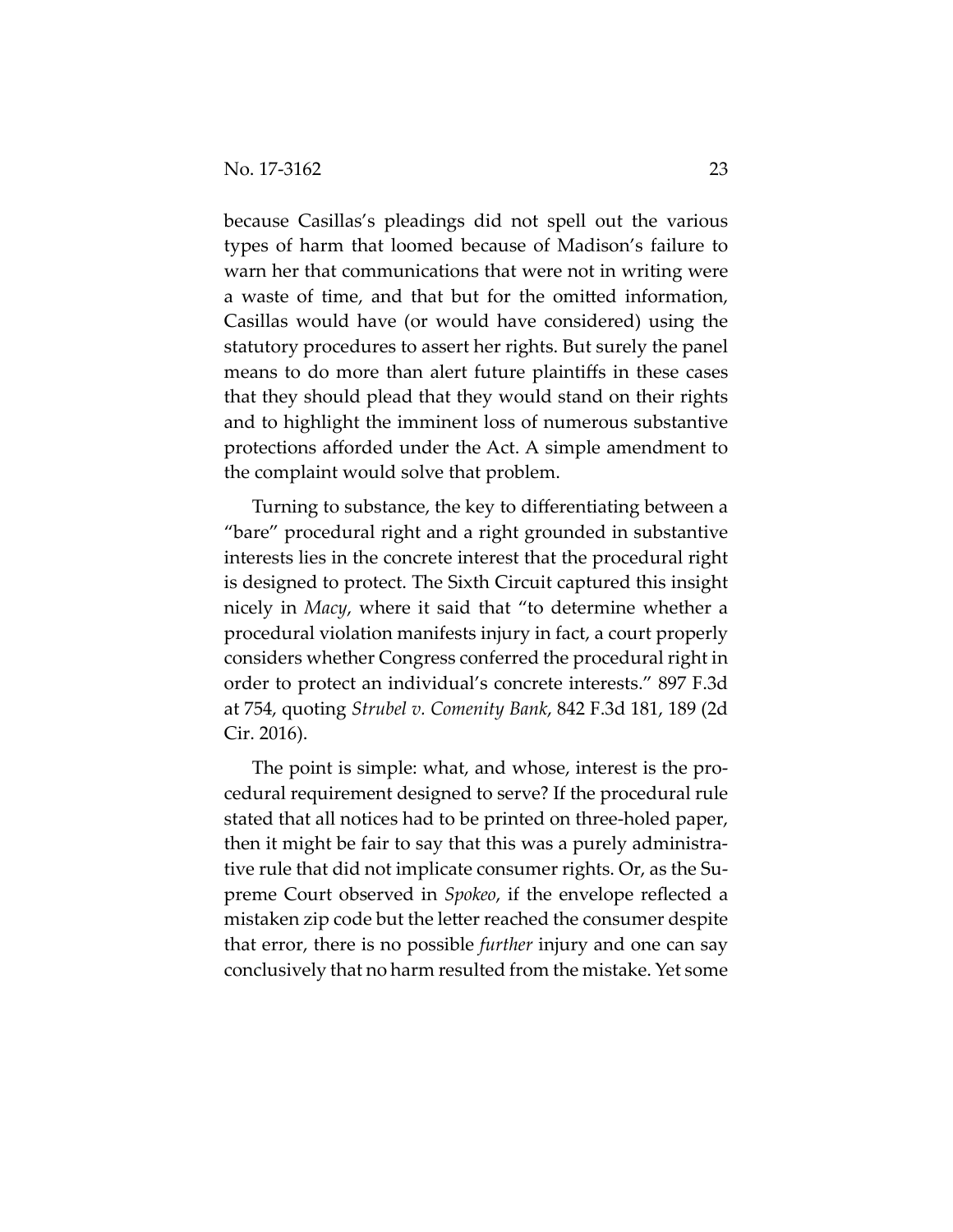because Casillas's pleadings did not spell out the various types of harm that loomed because of Madison's failure to warn her that communications that were not in writing were a waste of time, and that but for the omitted information, Casillas would have (or would have considered) using the statutory procedures to assert her rights. But surely the panel means to do more than alert future plaintiffs in these cases that they should plead that they would stand on their rights and to highlight the imminent loss of numerous substantive protections afforded under the Act. A simple amendment to the complaint would solve that problem.

Turning to substance, the key to differentiating between a "bare" procedural right and a right grounded in substantive interests lies in the concrete interest that the procedural right is designed to protect. The Sixth Circuit captured this insight nicely in *Macy*, where it said that "to determine whether a procedural violation manifests injury in fact, a court properly considers whether Congress conferred the procedural right in order to protect an individual's concrete interests." 897 F.3d at 754, quoting *Strubel v. Comenity Bank*, 842 F.3d 181, 189 (2d Cir. 2016).

The point is simple: what, and whose, interest is the procedural requirement designed to serve? If the procedural rule stated that all notices had to be printed on three-holed paper, then it might be fair to say that this was a purely administrative rule that did not implicate consumer rights. Or, as the Supreme Court observed in *Spokeo*, if the envelope reflected a mistaken zip code but the letter reached the consumer despite that error, there is no possible *further* injury and one can say conclusively that no harm resulted from the mistake. Yet some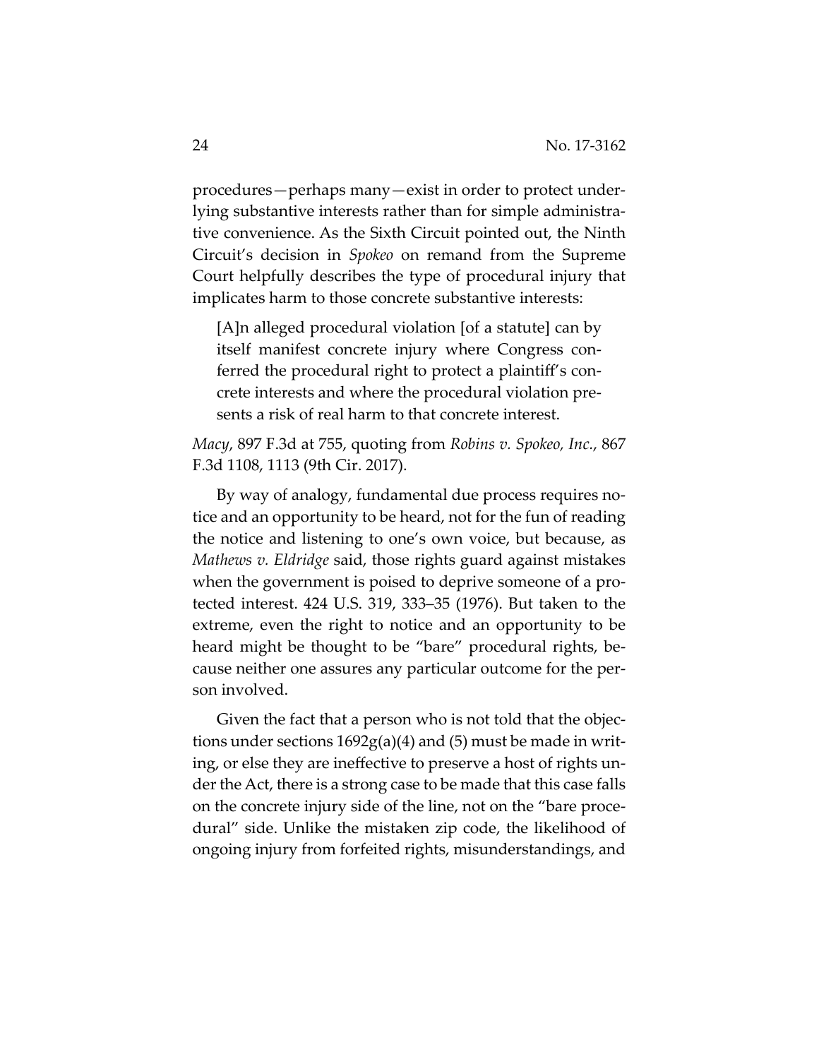procedures—perhaps many—exist in order to protect underlying substantive interests rather than for simple administrative convenience. As the Sixth Circuit pointed out, the Ninth Circuit's decision in *Spokeo* on remand from the Supreme Court helpfully describes the type of procedural injury that implicates harm to those concrete substantive interests:

> [A]n alleged procedural violation [of a statute] can by itself manifest concrete injury where Congress conferred the procedural right to protect a plaintiff's concrete interests and where the procedural violation presents a risk of real harm to that concrete interest.

*Macy*, 897 F.3d at 755, quoting from *Robins v. Spokeo, Inc.*, 867 F.3d 1108, 1113 (9th Cir. 2017).

By way of analogy, fundamental due process requires notice and an opportunity to be heard, not for the fun of reading the notice and listening to one's own voice, but because, as *Mathews v. Eldridge* said, those rights guard against mistakes when the government is poised to deprive someone of a protected interest. 424 U.S. 319, 333–35 (1976). But taken to the extreme, even the right to notice and an opportunity to be heard might be thought to be "bare" procedural rights, because neither one assures any particular outcome for the person involved.

Given the fact that a person who is not told that the objections under sections 1692g(a)(4) and (5) must be made in writing, or else they are ineffective to preserve a host of rights under the Act, there is a strong case to be made that this case falls on the concrete injury side of the line, not on the "bare procedural" side. Unlike the mistaken zip code, the likelihood of ongoing injury from forfeited rights, misunderstandings, and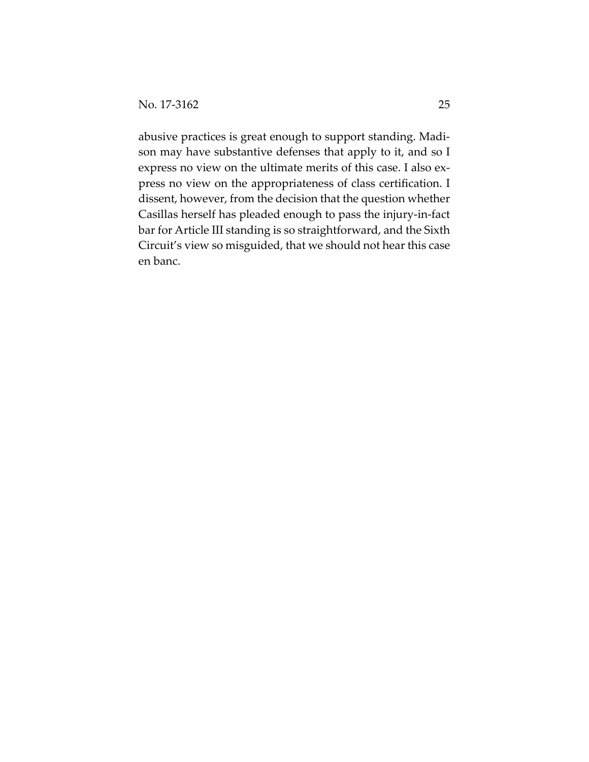abusive practices is great enough to support standing. Madison may have substantive defenses that apply to it, and so I express no view on the ultimate merits of this case. I also express no view on the appropriateness of class certification. I dissent, however, from the decision that the question whether Casillas herself has pleaded enough to pass the injury-in-fact bar for Article III standing is so straightforward, and the Sixth Circuit's view so misguided, that we should not hear this case en banc.